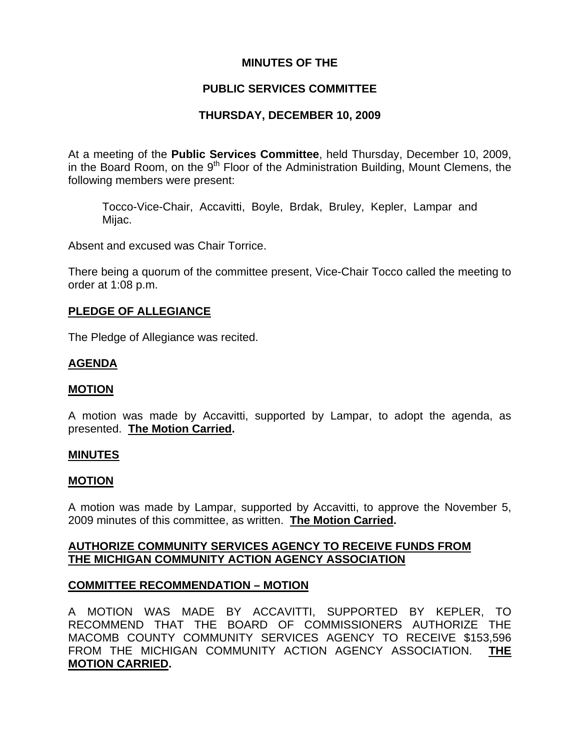**MINUTES OF THE**

**PUBLIC SERVICES COMMITTEE**

**THURSDAY, DECEMBER 10, 2009**

At a meeting of the **Public Services Committee**, held Thursday, December 10, 2009, in the Board Room, on the 9th Floor of the Administration Building, Mount Clemens, the following members were present:

> Tocco-Vice-Chair, Accavitti, Boyle, Brdak, Bruley, Kepler, Lampar and Mijac.

Absent and excused was Chair Torrice.

There being a quorum of the committee present, Vice-Chair Tocco called the meeting to order at 1:08 p.m.

**PLEDGE OF ALLEGIANCE**

The Pledge of Allegiance was recited.

**AGENDA**

**MOTION**

A motion was made by Accavitti, supported by Lampar, to adopt the agenda, as presented. **The Motion Carried.**

**MINUTES**

**MOTION**

A motion was made by Lampar, supported by Accavitti, to approve the November 5, 2009 minutes of this committee, as written. **The Motion Carried.**

**AUTHORIZE COMMUNITY SERVICES AGENCY TO RECEIVE FUNDS FROM THE MICHIGAN COMMUNITY ACTION AGENCY ASSOCIATION**

**COMMITTEE RECOMMENDATION – MOTION**

A MOTION WAS MADE BY ACCAVITTI, SUPPORTED BY KEPLER, TO RECOMMEND THAT THE BOARD OF COMMISSIONERS AUTHORIZE THE MACOMB COUNTY COMMUNITY SERVICES AGENCY TO RECEIVE $153,596 FROM THE MICHIGAN COMMUNITY ACTION AGENCY ASSOCIATION. **THE MOTION CARRIED.**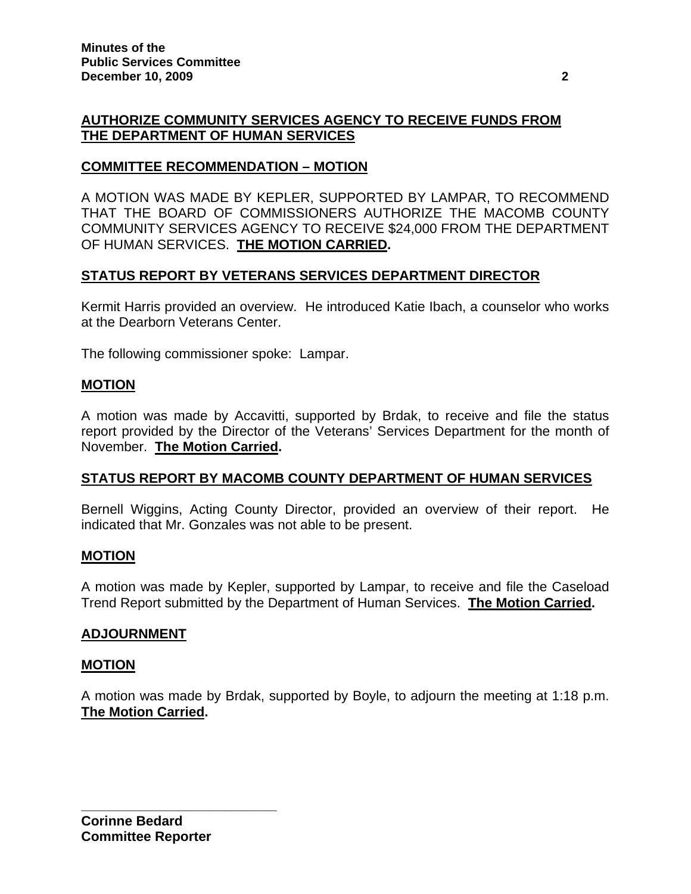**AUTHORIZE COMMUNITY SERVICES AGENCY TO RECEIVE FUNDS FROM THE DEPARTMENT OF HUMAN SERVICES**

**COMMITTEE RECOMMENDATION – MOTION**

A MOTION WAS MADE BY KEPLER, SUPPORTED BY LAMPAR, TO RECOMMEND THAT THE BOARD OF COMMISSIONERS AUTHORIZE THE MACOMB COUNTY COMMUNITY SERVICES AGENCY TO RECEIVE $24,000 FROM THE DEPARTMENT OF HUMAN SERVICES. **THE MOTION CARRIED.**

**STATUS REPORT BY VETERANS SERVICES DEPARTMENT DIRECTOR**

Kermit Harris provided an overview. He introduced Katie Ibach, a counselor who works at the Dearborn Veterans Center.

The following commissioner spoke: Lampar.

**MOTION**

A motion was made by Accavitti, supported by Brdak, to receive and file the status report provided by the Director of the Veterans' Services Department for the month of November. **The Motion Carried.**

**STATUS REPORT BY MACOMB COUNTY DEPARTMENT OF HUMAN SERVICES**

Bernell Wiggins, Acting County Director, provided an overview of their report. He indicated that Mr. Gonzales was not able to be present.

**MOTION**

A motion was made by Kepler, supported by Lampar, to receive and file the Caseload Trend Report submitted by the Department of Human Services. **The Motion Carried.**

**ADJOURNMENT**

**MOTION**

A motion was made by Brdak, supported by Boyle, to adjourn the meeting at 1:18 p.m. **The Motion Carried.**

\_\_\_\_\_\_\_\_\_\_\_\_\_\_\_\_\_\_\_\_\_\_\_\_\_\_\_\_

**Corinne Bedard**
**Committee Reporter**